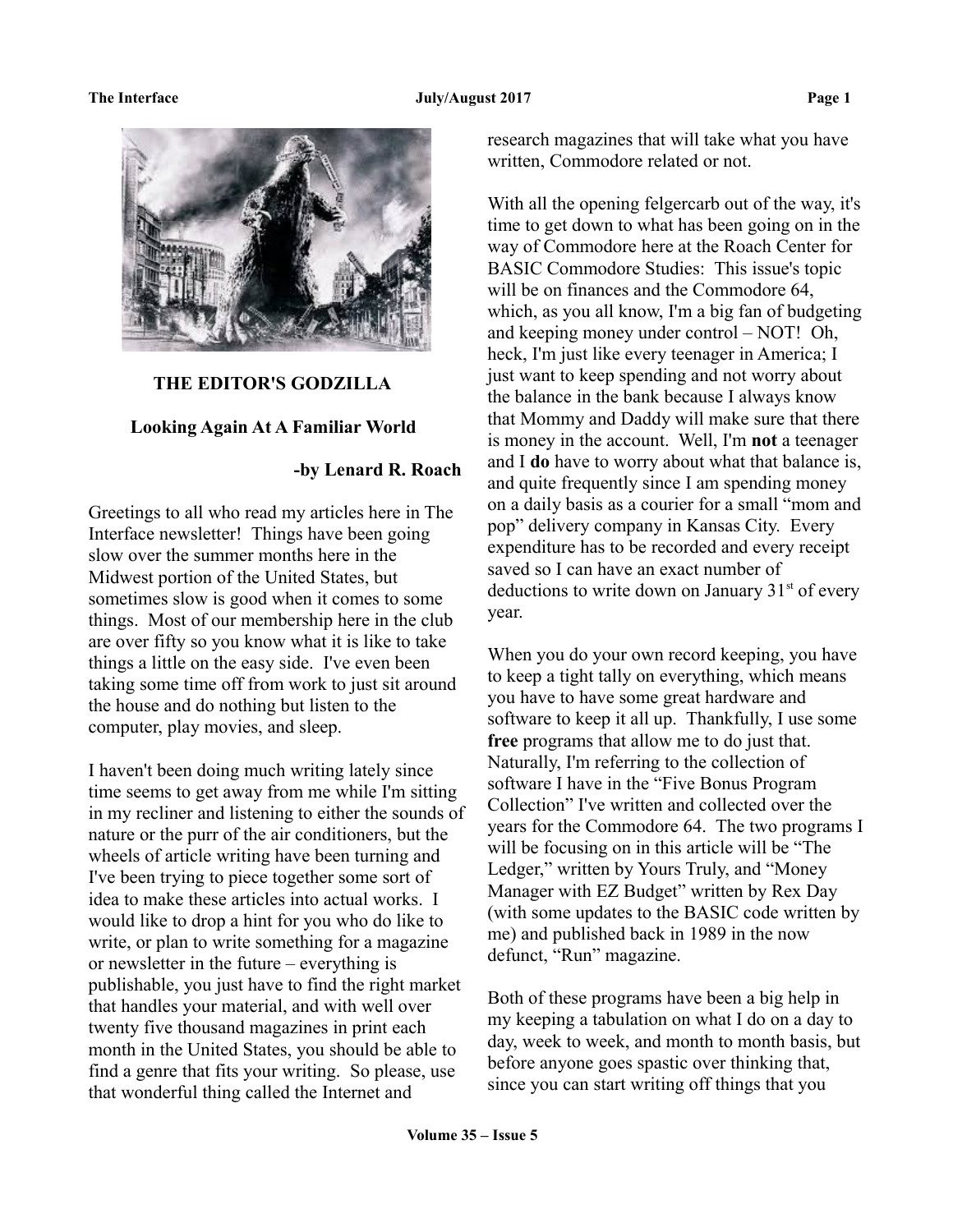**THE EDITOR'S GODZILLA**

**Looking Again At A Familiar World**

**-by Lenard R. Roach**

Greetings to all who read my articles here in The Interface newsletter! Things have been going slow over the summer months here in the Midwest portion of the United States, but sometimes slow is good when it comes to some things. Most of our membership here in the club are over fifty so you know what it is like to take things a little on the easy side. I've even been taking some time off from work to just sit around the house and do nothing but listen to the computer, play movies, and sleep.

I haven't been doing much writing lately since time seems to get away from me while I'm sitting in my recliner and listening to either the sounds of nature or the purr of the air conditioners, but the wheels of article writing have been turning and I've been trying to piece together some sort of idea to make these articles into actual works. I would like to drop a hint for you who do like to write, or plan to write something for a magazine or newsletter in the future – everything is publishable, you just have to find the right market that handles your material, and with well over twenty five thousand magazines in print each month in the United States, you should be able to find a genre that fits your writing. So please, use that wonderful thing called the Internet and research magazines that will take what you have written, Commodore related or not.

With all the opening felgercarb out of the way, it's time to get down to what has been going on in the way of Commodore here at the Roach Center for BASIC Commodore Studies: This issue's topic will be on finances and the Commodore 64, which, as you all know, I'm a big fan of budgeting and keeping money under control – NOT! Oh, heck, I'm just like every teenager in America; I just want to keep spending and not worry about the balance in the bank because I always know that Mommy and Daddy will make sure that there is money in the account. Well, I'm **not** a teenager and I **do** have to worry about what that balance is, and quite frequently since I am spending money on a daily basis as a courier for a small "mom and pop" delivery company in Kansas City. Every expenditure has to be recorded and every receipt saved so I can have an exact number of deductions to write down on January 31st of every year.

When you do your own record keeping, you have to keep a tight tally on everything, which means you have to have some great hardware and software to keep it all up. Thankfully, I use some **free** programs that allow me to do just that. Naturally, I'm referring to the collection of software I have in the "Five Bonus Program Collection" I've written and collected over the years for the Commodore 64. The two programs I will be focusing on in this article will be "The Ledger," written by Yours Truly, and "Money Manager with EZ Budget" written by Rex Day (with some updates to the BASIC code written by me) and published back in 1989 in the now defunct, "Run" magazine.

Both of these programs have been a big help in my keeping a tabulation on what I do on a day to day, week to week, and month to month basis, but before anyone goes spastic over thinking that, since you can start writing off things that you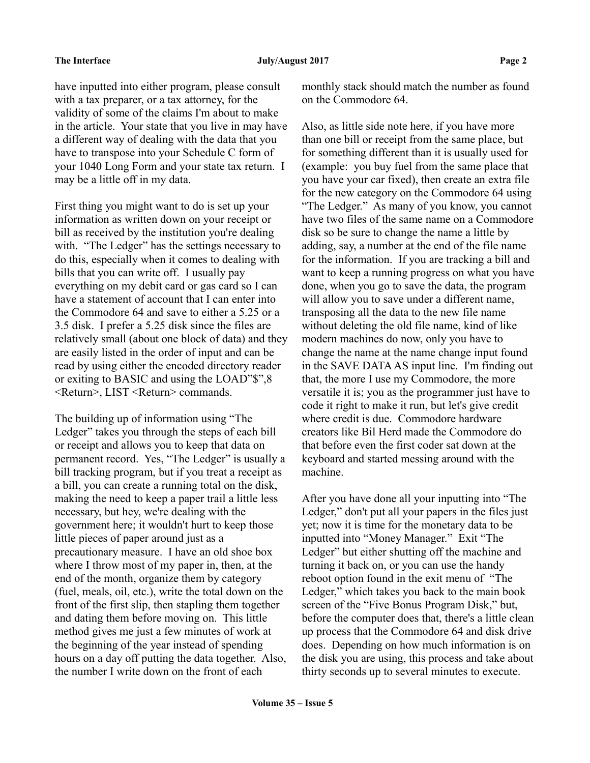have inputted into either program, please consult with a tax preparer, or a tax attorney, for the validity of some of the claims I'm about to make in the article. Your state that you live in may have a different way of dealing with the data that you have to transpose into your Schedule C form of your 1040 Long Form and your state tax return. I may be a little off in my data.

First thing you might want to do is set up your information as written down on your receipt or bill as received by the institution you're dealing with. "The Ledger" has the settings necessary to do this, especially when it comes to dealing with bills that you can write off. I usually pay everything on my debit card or gas card so I can have a statement of account that I can enter into the Commodore 64 and save to either a 5.25 or a 3.5 disk. I prefer a 5.25 disk since the files are relatively small (about one block of data) and they are easily listed in the order of input and can be read by using either the encoded directory reader or exiting to BASIC and using the LOAD"$",8 <Return>, LIST <Return> commands.

The building up of information using "The Ledger" takes you through the steps of each bill or receipt and allows you to keep that data on permanent record. Yes, "The Ledger" is usually a bill tracking program, but if you treat a receipt as a bill, you can create a running total on the disk, making the need to keep a paper trail a little less necessary, but hey, we're dealing with the government here; it wouldn't hurt to keep those little pieces of paper around just as a precautionary measure. I have an old shoe box where I throw most of my paper in, then, at the end of the month, organize them by category (fuel, meals, oil, etc.), write the total down on the front of the first slip, then stapling them together and dating them before moving on. This little method gives me just a few minutes of work at the beginning of the year instead of spending hours on a day off putting the data together. Also, the number I write down on the front of each monthly stack should match the number as found on the Commodore 64.

Also, as little side note here, if you have more than one bill or receipt from the same place, but for something different than it is usually used for (example: you buy fuel from the same place that you have your car fixed), then create an extra file for the new category on the Commodore 64 using "The Ledger." As many of you know, you cannot have two files of the same name on a Commodore disk so be sure to change the name a little by adding, say, a number at the end of the file name for the information. If you are tracking a bill and want to keep a running progress on what you have done, when you go to save the data, the program will allow you to save under a different name, transposing all the data to the new file name without deleting the old file name, kind of like modern machines do now, only you have to change the name at the name change input found in the SAVE DATA AS input line. I'm finding out that, the more I use my Commodore, the more versatile it is; you as the programmer just have to code it right to make it run, but let's give credit where credit is due. Commodore hardware creators like Bil Herd made the Commodore do that before even the first coder sat down at the keyboard and started messing around with the machine.

After you have done all your inputting into "The Ledger," don't put all your papers in the files just yet; now it is time for the monetary data to be inputted into "Money Manager." Exit "The Ledger" but either shutting off the machine and turning it back on, or you can use the handy reboot option found in the exit menu of "The Ledger," which takes you back to the main book screen of the "Five Bonus Program Disk," but, before the computer does that, there's a little clean up process that the Commodore 64 and disk drive does. Depending on how much information is on the disk you are using, this process and take about thirty seconds up to several minutes to execute.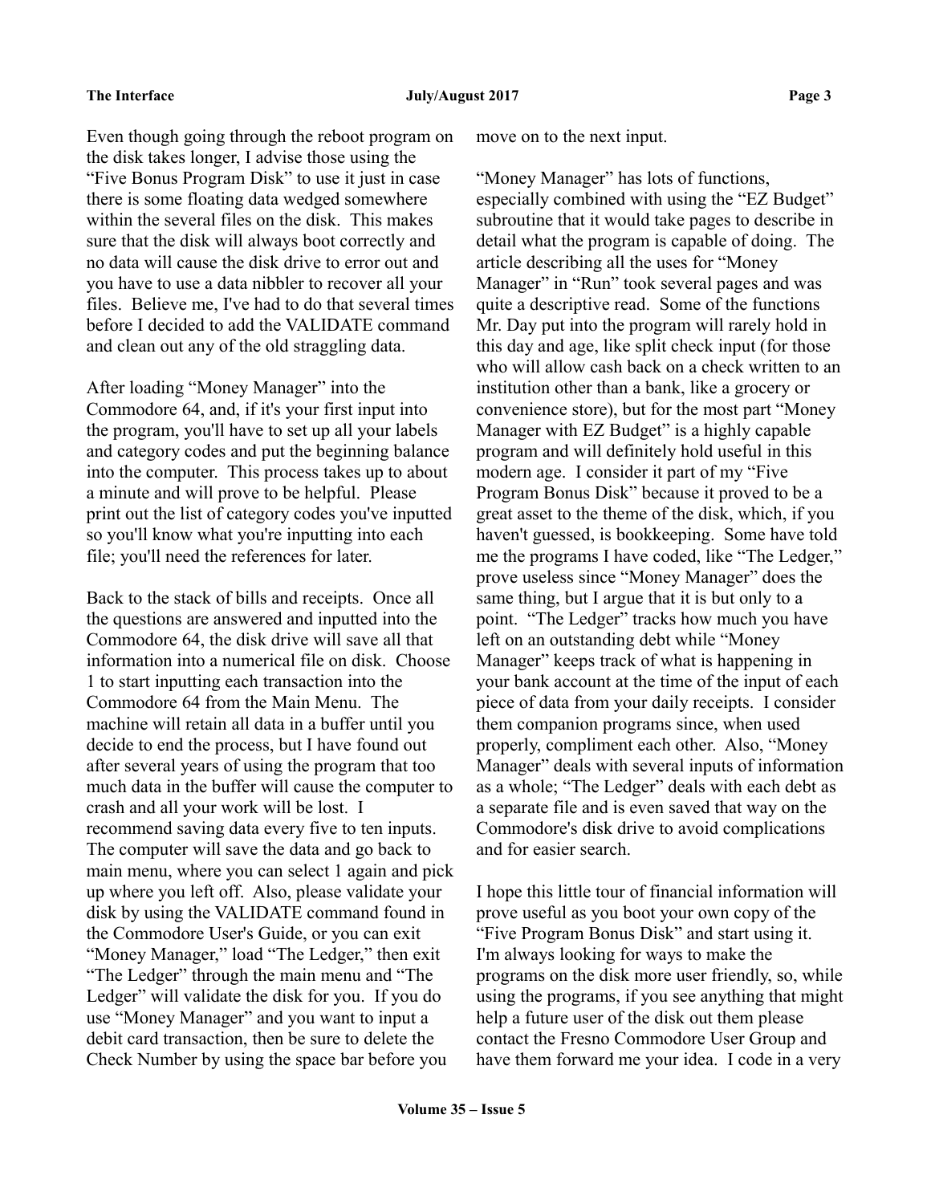Even though going through the reboot program on the disk takes longer, I advise those using the "Five Bonus Program Disk" to use it just in case there is some floating data wedged somewhere within the several files on the disk. This makes sure that the disk will always boot correctly and no data will cause the disk drive to error out and you have to use a data nibbler to recover all your files. Believe me, I've had to do that several times before I decided to add the VALIDATE command and clean out any of the old straggling data.

After loading "Money Manager" into the Commodore 64, and, if it's your first input into the program, you'll have to set up all your labels and category codes and put the beginning balance into the computer. This process takes up to about a minute and will prove to be helpful. Please print out the list of category codes you've inputted so you'll know what you're inputting into each file; you'll need the references for later.

Back to the stack of bills and receipts. Once all the questions are answered and inputted into the Commodore 64, the disk drive will save all that information into a numerical file on disk. Choose 1 to start inputting each transaction into the Commodore 64 from the Main Menu. The machine will retain all data in a buffer until you decide to end the process, but I have found out after several years of using the program that too much data in the buffer will cause the computer to crash and all your work will be lost. I recommend saving data every five to ten inputs. The computer will save the data and go back to main menu, where you can select 1 again and pick up where you left off. Also, please validate your disk by using the VALIDATE command found in the Commodore User's Guide, or you can exit "Money Manager," load "The Ledger," then exit "The Ledger" through the main menu and "The Ledger" will validate the disk for you. If you do use "Money Manager" and you want to input a debit card transaction, then be sure to delete the Check Number by using the space bar before you move on to the next input.

"Money Manager" has lots of functions, especially combined with using the "EZ Budget" subroutine that it would take pages to describe in detail what the program is capable of doing. The article describing all the uses for "Money Manager" in "Run" took several pages and was quite a descriptive read. Some of the functions Mr. Day put into the program will rarely hold in this day and age, like split check input (for those who will allow cash back on a check written to an institution other than a bank, like a grocery or convenience store), but for the most part "Money Manager with EZ Budget" is a highly capable program and will definitely hold useful in this modern age. I consider it part of my "Five Program Bonus Disk" because it proved to be a great asset to the theme of the disk, which, if you haven't guessed, is bookkeeping. Some have told me the programs I have coded, like "The Ledger," prove useless since "Money Manager" does the same thing, but I argue that it is but only to a point. "The Ledger" tracks how much you have left on an outstanding debt while "Money Manager" keeps track of what is happening in your bank account at the time of the input of each piece of data from your daily receipts. I consider them companion programs since, when used properly, compliment each other. Also, "Money Manager" deals with several inputs of information as a whole; "The Ledger" deals with each debt as a separate file and is even saved that way on the Commodore's disk drive to avoid complications and for easier search.

I hope this little tour of financial information will prove useful as you boot your own copy of the "Five Program Bonus Disk" and start using it. I'm always looking for ways to make the programs on the disk more user friendly, so, while using the programs, if you see anything that might help a future user of the disk out them please contact the Fresno Commodore User Group and have them forward me your idea. I code in a very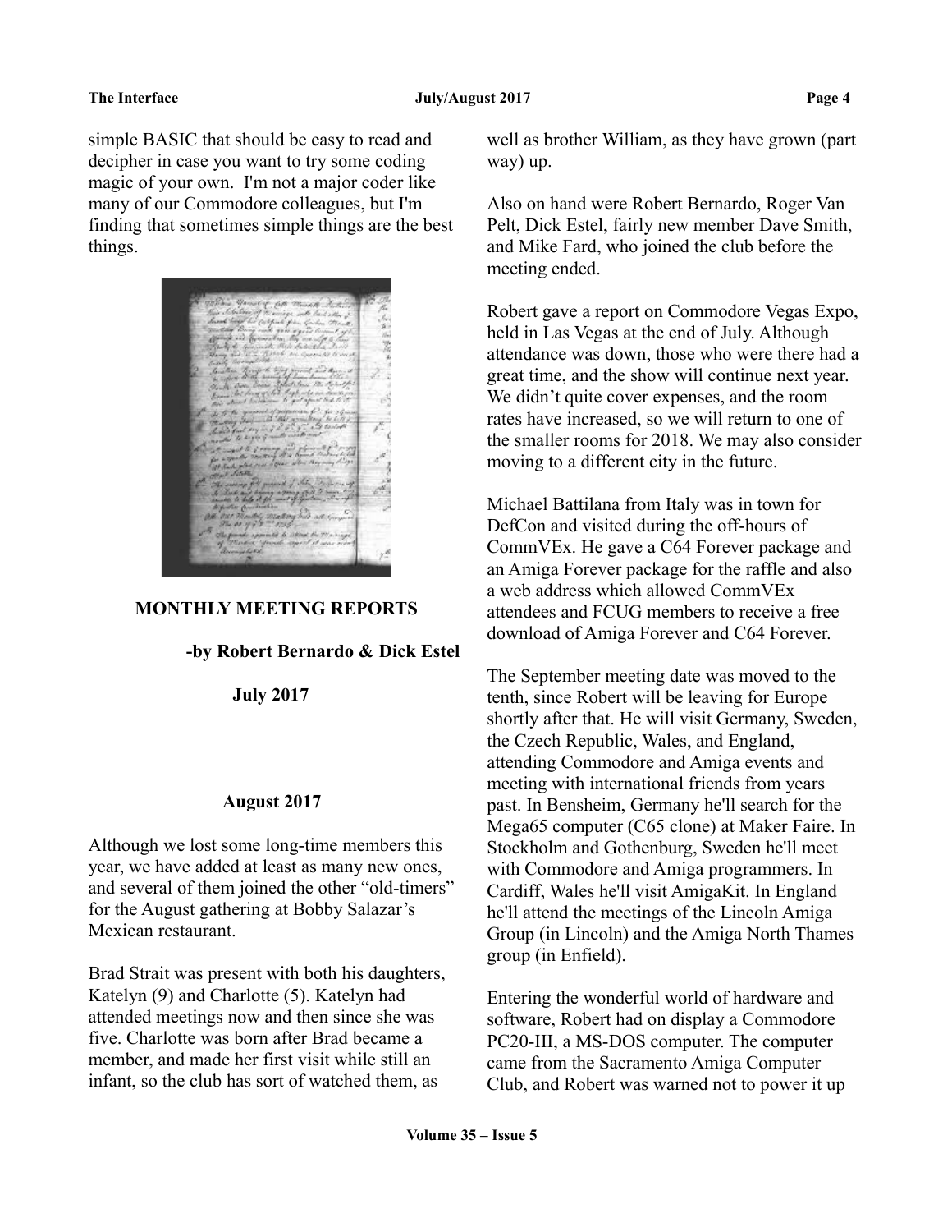simple BASIC that should be easy to read and decipher in case you want to try some coding magic of your own. I'm not a major coder like many of our Commodore colleagues, but I'm finding that sometimes simple things are the best things.

## MONTHLY MEETING REPORTS

**-by Robert Bernardo & Dick Estel**

### July 2017

### August 2017

Although we lost some long-time members this year, we have added at least as many new ones, and several of them joined the other "old-timers" for the August gathering at Bobby Salazar's Mexican restaurant.

Brad Strait was present with both his daughters, Katelyn (9) and Charlotte (5). Katelyn had attended meetings now and then since she was five. Charlotte was born after Brad became a member, and made her first visit while still an infant, so the club has sort of watched them, as well as brother William, as they have grown (part way) up.

Also on hand were Robert Bernardo, Roger Van Pelt, Dick Estel, fairly new member Dave Smith, and Mike Fard, who joined the club before the meeting ended.

Robert gave a report on Commodore Vegas Expo, held in Las Vegas at the end of July. Although attendance was down, those who were there had a great time, and the show will continue next year. We didn't quite cover expenses, and the room rates have increased, so we will return to one of the smaller rooms for 2018. We may also consider moving to a different city in the future.

Michael Battilana from Italy was in town for DefCon and visited during the off-hours of CommVEx. He gave a C64 Forever package and an Amiga Forever package for the raffle and also a web address which allowed CommVEx attendees and FCUG members to receive a free download of Amiga Forever and C64 Forever.

The September meeting date was moved to the tenth, since Robert will be leaving for Europe shortly after that. He will visit Germany, Sweden, the Czech Republic, Wales, and England, attending Commodore and Amiga events and meeting with international friends from years past. In Bensheim, Germany he'll search for the Mega65 computer (C65 clone) at Maker Faire. In Stockholm and Gothenburg, Sweden he'll meet with Commodore and Amiga programmers. In Cardiff, Wales he'll visit AmigaKit. In England he'll attend the meetings of the Lincoln Amiga Group (in Lincoln) and the Amiga North Thames group (in Enfield).

Entering the wonderful world of hardware and software, Robert had on display a Commodore PC20-III, a MS-DOS computer. The computer came from the Sacramento Amiga Computer Club, and Robert was warned not to power it up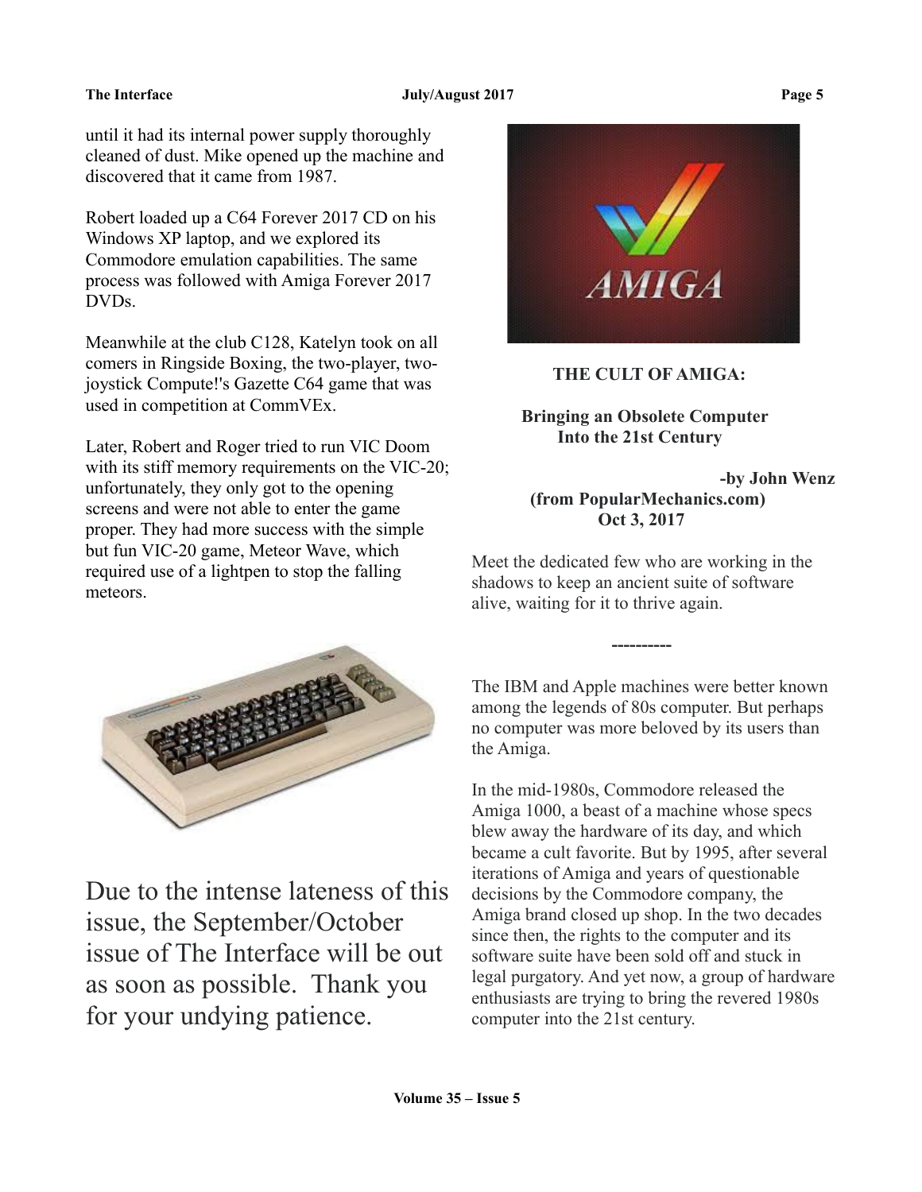until it had its internal power supply thoroughly cleaned of dust. Mike opened up the machine and discovered that it came from 1987.

Robert loaded up a C64 Forever 2017 CD on his Windows XP laptop, and we explored its Commodore emulation capabilities. The same process was followed with Amiga Forever 2017 DVDs.

Meanwhile at the club C128, Katelyn took on all comers in Ringside Boxing, the two-player, two-joystick Compute!'s Gazette C64 game that was used in competition at CommVEx.

Later, Robert and Roger tried to run VIC Doom with its stiff memory requirements on the VIC-20; unfortunately, they only got to the opening screens and were not able to enter the game proper. They had more success with the simple but fun VIC-20 game, Meteor Wave, which required use of a lightpen to stop the falling meteors.

Due to the intense lateness of this issue, the September/October issue of The Interface will be out as soon as possible. Thank you for your undying patience.

**THE CULT OF AMIGA:**

**Bringing an Obsolete Computer Into the 21st Century**

**-by John Wenz**
**(from PopularMechanics.com)**
**Oct 3, 2017**

Meet the dedicated few who are working in the shadows to keep an ancient suite of software alive, waiting for it to thrive again.

----------

The IBM and Apple machines were better known among the legends of 80s computer. But perhaps no computer was more beloved by its users than the Amiga.

In the mid-1980s, Commodore released the Amiga 1000, a beast of a machine whose specs blew away the hardware of its day, and which became a cult favorite. But by 1995, after several iterations of Amiga and years of questionable decisions by the Commodore company, the Amiga brand closed up shop. In the two decades since then, the rights to the computer and its software suite have been sold off and stuck in legal purgatory. And yet now, a group of hardware enthusiasts are trying to bring the revered 1980s computer into the 21st century.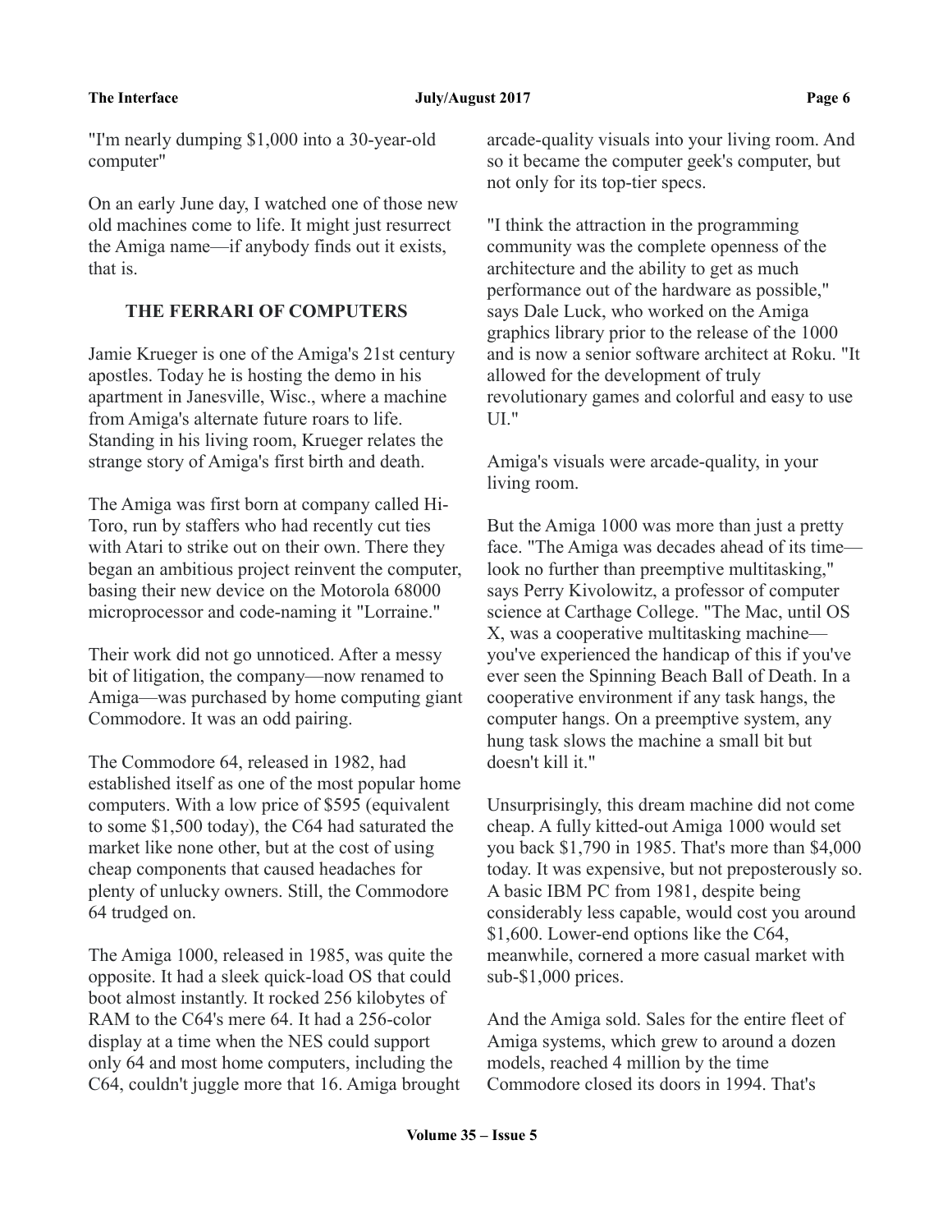"I'm nearly dumping $1,000 into a 30-year-old computer"

On an early June day, I watched one of those new old machines come to life. It might just resurrect the Amiga name—if anybody finds out it exists, that is.

### THE FERRARI OF COMPUTERS

Jamie Krueger is one of the Amiga's 21st century apostles. Today he is hosting the demo in his apartment in Janesville, Wisc., where a machine from Amiga's alternate future roars to life. Standing in his living room, Krueger relates the strange story of Amiga's first birth and death.

The Amiga was first born at company called Hi-Toro, run by staffers who had recently cut ties with Atari to strike out on their own. There they began an ambitious project reinvent the computer, basing their new device on the Motorola 68000 microprocessor and code-naming it "Lorraine."

Their work did not go unnoticed. After a messy bit of litigation, the company—now renamed to Amiga—was purchased by home computing giant Commodore. It was an odd pairing.

The Commodore 64, released in 1982, had established itself as one of the most popular home computers. With a low price of $595 (equivalent to some $1,500 today), the C64 had saturated the market like none other, but at the cost of using cheap components that caused headaches for plenty of unlucky owners. Still, the Commodore 64 trudged on.

The Amiga 1000, released in 1985, was quite the opposite. It had a sleek quick-load OS that could boot almost instantly. It rocked 256 kilobytes of RAM to the C64's mere 64. It had a 256-color display at a time when the NES could support only 64 and most home computers, including the C64, couldn't juggle more that 16. Amiga brought arcade-quality visuals into your living room. And so it became the computer geek's computer, but not only for its top-tier specs.

"I think the attraction in the programming community was the complete openness of the architecture and the ability to get as much performance out of the hardware as possible," says Dale Luck, who worked on the Amiga graphics library prior to the release of the 1000 and is now a senior software architect at Roku. "It allowed for the development of truly revolutionary games and colorful and easy to use UI."

Amiga's visuals were arcade-quality, in your living room.

But the Amiga 1000 was more than just a pretty face. "The Amiga was decades ahead of its time—look no further than preemptive multitasking," says Perry Kivolowitz, a professor of computer science at Carthage College. "The Mac, until OS X, was a cooperative multitasking machine—you've experienced the handicap of this if you've ever seen the Spinning Beach Ball of Death. In a cooperative environment if any task hangs, the computer hangs. On a preemptive system, any hung task slows the machine a small bit but doesn't kill it."

Unsurprisingly, this dream machine did not come cheap. A fully kitted-out Amiga 1000 would set you back $1,790 in 1985. That's more than $4,000 today. It was expensive, but not preposterously so. A basic IBM PC from 1981, despite being considerably less capable, would cost you around $1,600. Lower-end options like the C64, meanwhile, cornered a more casual market with sub-$1,000 prices.

And the Amiga sold. Sales for the entire fleet of Amiga systems, which grew to around a dozen models, reached 4 million by the time Commodore closed its doors in 1994. That's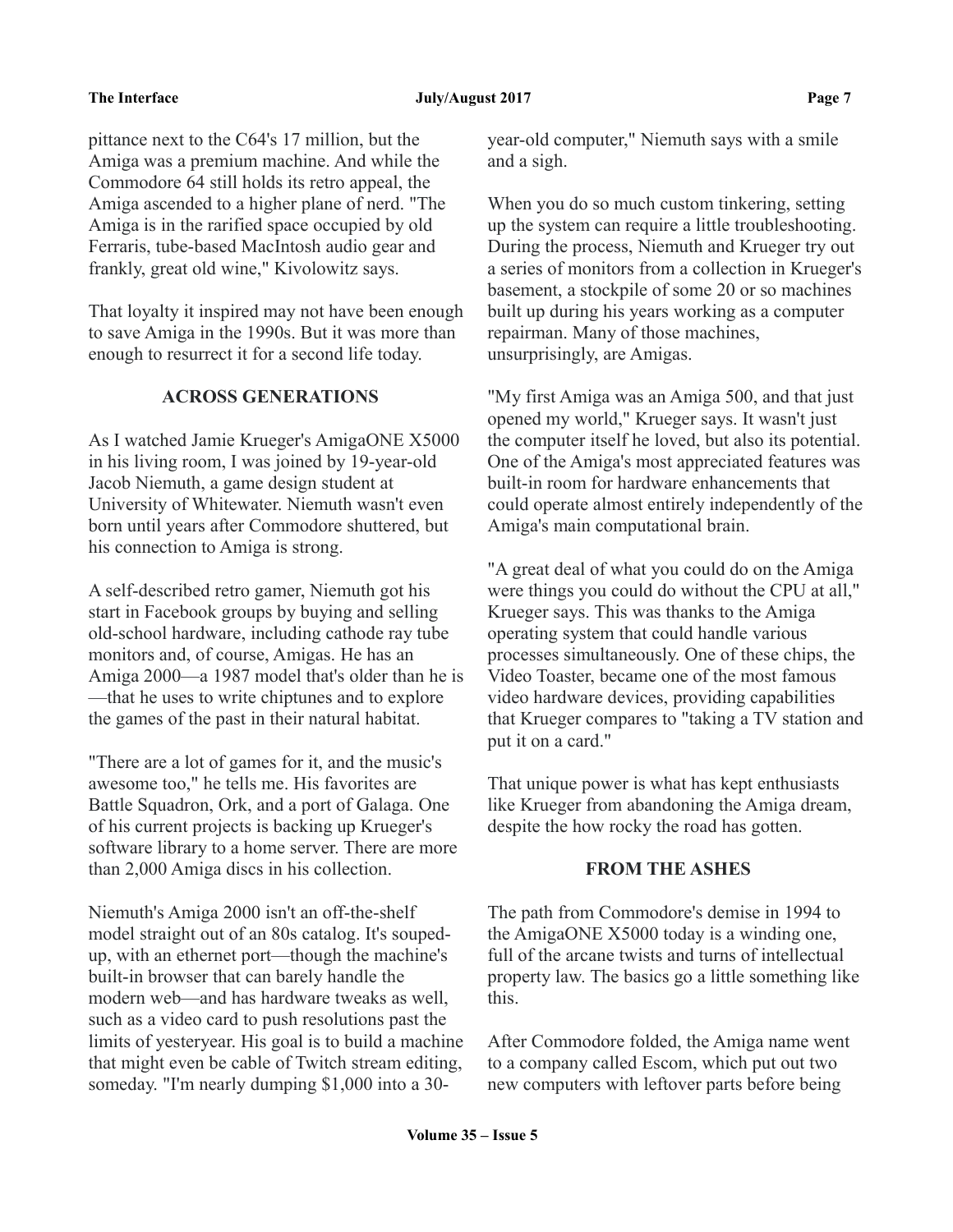pittance next to the C64's 17 million, but the Amiga was a premium machine. And while the Commodore 64 still holds its retro appeal, the Amiga ascended to a higher plane of nerd. "The Amiga is in the rarified space occupied by old Ferraris, tube-based MacIntosh audio gear and frankly, great old wine," Kivolowitz says.

That loyalty it inspired may not have been enough to save Amiga in the 1990s. But it was more than enough to resurrect it for a second life today.

## ACROSS GENERATIONS

As I watched Jamie Krueger's AmigaONE X5000 in his living room, I was joined by 19-year-old Jacob Niemuth, a game design student at University of Whitewater. Niemuth wasn't even born until years after Commodore shuttered, but his connection to Amiga is strong.

A self-described retro gamer, Niemuth got his start in Facebook groups by buying and selling old-school hardware, including cathode ray tube monitors and, of course, Amigas. He has an Amiga 2000—a 1987 model that's older than he is—that he uses to write chiptunes and to explore the games of the past in their natural habitat.

"There are a lot of games for it, and the music's awesome too," he tells me. His favorites are Battle Squadron, Ork, and a port of Galaga. One of his current projects is backing up Krueger's software library to a home server. There are more than 2,000 Amiga discs in his collection.

Niemuth's Amiga 2000 isn't an off-the-shelf model straight out of an 80s catalog. It's souped-up, with an ethernet port—though the machine's built-in browser that can barely handle the modern web—and has hardware tweaks as well, such as a video card to push resolutions past the limits of yesteryear. His goal is to build a machine that might even be cable of Twitch stream editing, someday. "I'm nearly dumping $1,000 into a 30-year-old computer," Niemuth says with a smile and a sigh.

When you do so much custom tinkering, setting up the system can require a little troubleshooting. During the process, Niemuth and Krueger try out a series of monitors from a collection in Krueger's basement, a stockpile of some 20 or so machines built up during his years working as a computer repairman. Many of those machines, unsurprisingly, are Amigas.

"My first Amiga was an Amiga 500, and that just opened my world," Krueger says. It wasn't just the computer itself he loved, but also its potential. One of the Amiga's most appreciated features was built-in room for hardware enhancements that could operate almost entirely independently of the Amiga's main computational brain.

"A great deal of what you could do on the Amiga were things you could do without the CPU at all," Krueger says. This was thanks to the Amiga operating system that could handle various processes simultaneously. One of these chips, the Video Toaster, became one of the most famous video hardware devices, providing capabilities that Krueger compares to "taking a TV station and put it on a card."

That unique power is what has kept enthusiasts like Krueger from abandoning the Amiga dream, despite the how rocky the road has gotten.

## FROM THE ASHES

The path from Commodore's demise in 1994 to the AmigaONE X5000 today is a winding one, full of the arcane twists and turns of intellectual property law. The basics go a little something like this.

After Commodore folded, the Amiga name went to a company called Escom, which put out two new computers with leftover parts before being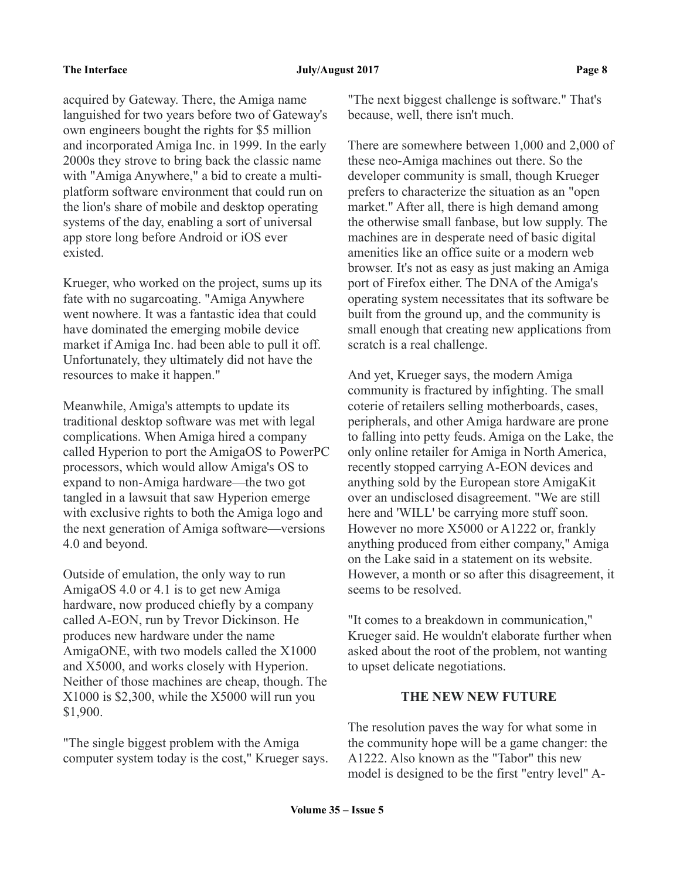acquired by Gateway. There, the Amiga name languished for two years before two of Gateway's own engineers bought the rights for $5 million and incorporated Amiga Inc. in 1999. In the early 2000s they strove to bring back the classic name with "Amiga Anywhere," a bid to create a multi-platform software environment that could run on the lion's share of mobile and desktop operating systems of the day, enabling a sort of universal app store long before Android or iOS ever existed.

Krueger, who worked on the project, sums up its fate with no sugarcoating. "Amiga Anywhere went nowhere. It was a fantastic idea that could have dominated the emerging mobile device market if Amiga Inc. had been able to pull it off. Unfortunately, they ultimately did not have the resources to make it happen."

Meanwhile, Amiga's attempts to update its traditional desktop software was met with legal complications. When Amiga hired a company called Hyperion to port the AmigaOS to PowerPC processors, which would allow Amiga's OS to expand to non-Amiga hardware—the two got tangled in a lawsuit that saw Hyperion emerge with exclusive rights to both the Amiga logo and the next generation of Amiga software—versions 4.0 and beyond.

Outside of emulation, the only way to run AmigaOS 4.0 or 4.1 is to get new Amiga hardware, now produced chiefly by a company called A-EON, run by Trevor Dickinson. He produces new hardware under the name AmigaONE, with two models called the X1000 and X5000, and works closely with Hyperion. Neither of those machines are cheap, though. The X1000 is $2,300, while the X5000 will run you $1,900.

"The single biggest problem with the Amiga computer system today is the cost," Krueger says. "The next biggest challenge is software." That's because, well, there isn't much.

There are somewhere between 1,000 and 2,000 of these neo-Amiga machines out there. So the developer community is small, though Krueger prefers to characterize the situation as an "open market." After all, there is high demand among the otherwise small fanbase, but low supply. The machines are in desperate need of basic digital amenities like an office suite or a modern web browser. It's not as easy as just making an Amiga port of Firefox either. The DNA of the Amiga's operating system necessitates that its software be built from the ground up, and the community is small enough that creating new applications from scratch is a real challenge.

And yet, Krueger says, the modern Amiga community is fractured by infighting. The small coterie of retailers selling motherboards, cases, peripherals, and other Amiga hardware are prone to falling into petty feuds. Amiga on the Lake, the only online retailer for Amiga in North America, recently stopped carrying A-EON devices and anything sold by the European store AmigaKit over an undisclosed disagreement. "We are still here and 'WILL' be carrying more stuff soon. However no more X5000 or A1222 or, frankly anything produced from either company," Amiga on the Lake said in a statement on its website. However, a month or so after this disagreement, it seems to be resolved.

"It comes to a breakdown in communication," Krueger said. He wouldn't elaborate further when asked about the root of the problem, not wanting to upset delicate negotiations.

## THE NEW NEW FUTURE

The resolution paves the way for what some in the community hope will be a game changer: the A1222. Also known as the "Tabor" this new model is designed to be the first "entry level" A-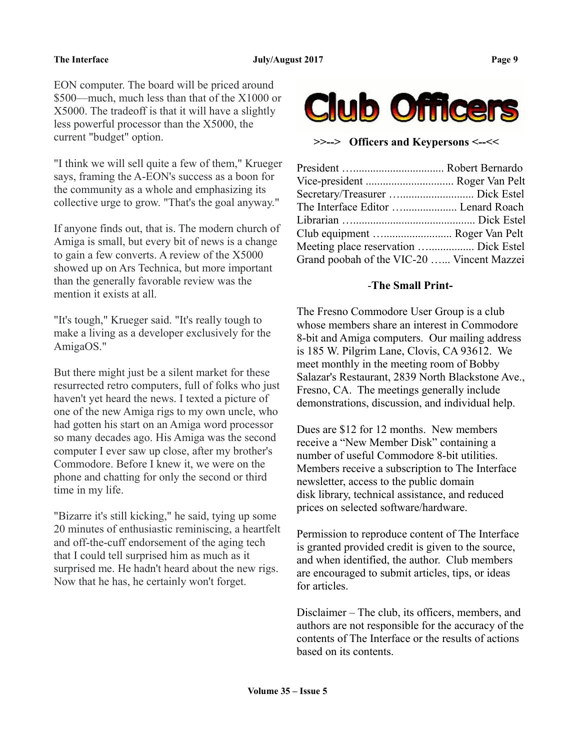EON computer. The board will be priced around $500—much, much less than that of the X1000 or X5000. The tradeoff is that it will have a slightly less powerful processor than the X5000, the current "budget" option.

"I think we will sell quite a few of them," Krueger says, framing the A-EON's success as a boon for the community as a whole and emphasizing its collective urge to grow. "That's the goal anyway."

If anyone finds out, that is. The modern church of Amiga is small, but every bit of news is a change to gain a few converts. A review of the X5000 showed up on Ars Technica, but more important than the generally favorable review was the mention it exists at all.

"It's tough," Krueger said. "It's really tough to make a living as a developer exclusively for the AmigaOS."

But there might just be a silent market for these resurrected retro computers, full of folks who just haven't yet heard the news. I texted a picture of one of the new Amiga rigs to my own uncle, who had gotten his start on an Amiga word processor so many decades ago. His Amiga was the second computer I ever saw up close, after my brother's Commodore. Before I knew it, we were on the phone and chatting for only the second or third time in my life.

"Bizarre it's still kicking," he said, tying up some 20 minutes of enthusiastic reminiscing, a heartfelt and off-the-cuff endorsement of the aging tech that I could tell surprised him as much as it surprised me. He hadn't heard about the new rigs. Now that he has, he certainly won't forget.

# Club Officers

**>>--> Officers and Keypersons <--<<**

President …............................... Robert Bernardo
Vice-president .............................. Roger Van Pelt
Secretary/Treasurer …......................... Dick Estel
The Interface Editor …................... Lenard Roach
Librarian …......................................... Dick Estel
Club equipment …....................... Roger Van Pelt
Meeting place reservation ….................. Dick Estel
Grand poobah of the VIC-20 …... Vincent Mazzei

**-The Small Print-**

The Fresno Commodore User Group is a club whose members share an interest in Commodore 8-bit and Amiga computers. Our mailing address is 185 W. Pilgrim Lane, Clovis, CA 93612. We meet monthly in the meeting room of Bobby Salazar's Restaurant, 2839 North Blackstone Ave., Fresno, CA. The meetings generally include demonstrations, discussion, and individual help.

Dues are $12 for 12 months. New members receive a "New Member Disk" containing a number of useful Commodore 8-bit utilities. Members receive a subscription to The Interface newsletter, access to the public domain disk library, technical assistance, and reduced prices on selected software/hardware.

Permission to reproduce content of The Interface is granted provided credit is given to the source, and when identified, the author. Club members are encouraged to submit articles, tips, or ideas for articles.

Disclaimer – The club, its officers, members, and authors are not responsible for the accuracy of the contents of The Interface or the results of actions based on its contents.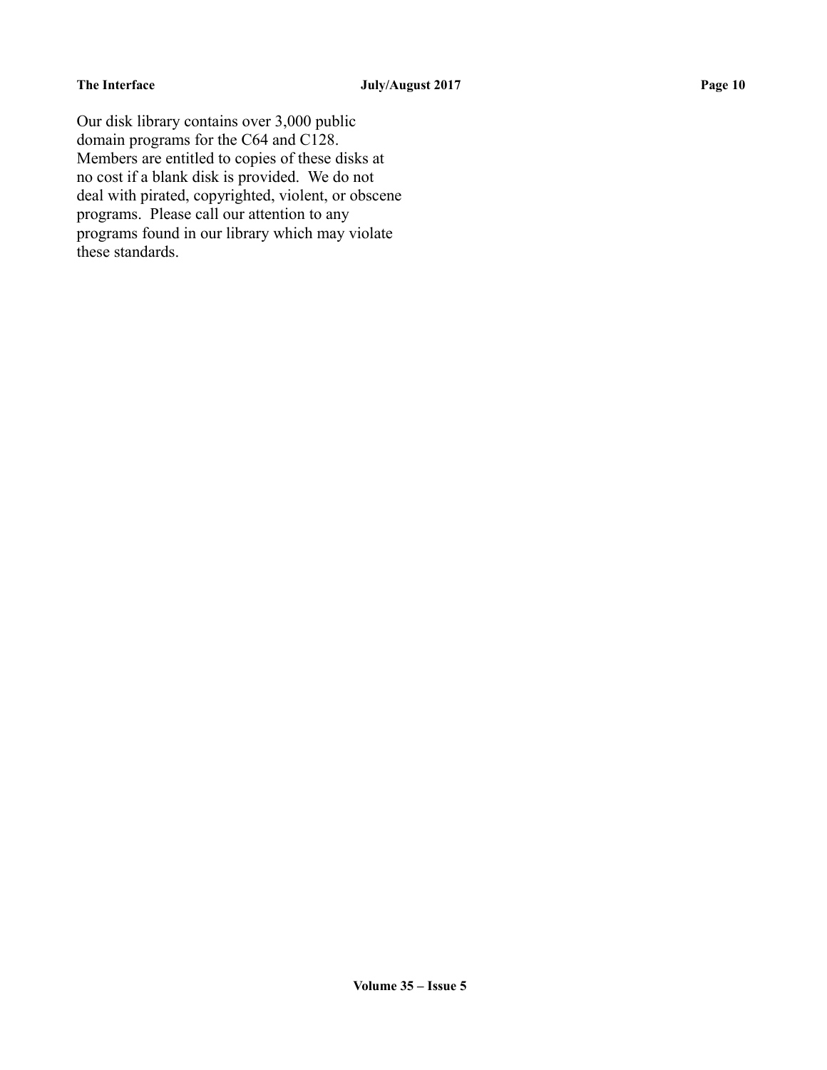Our disk library contains over 3,000 public domain programs for the C64 and C128. Members are entitled to copies of these disks at no cost if a blank disk is provided. We do not deal with pirated, copyrighted, violent, or obscene programs. Please call our attention to any programs found in our library which may violate these standards.